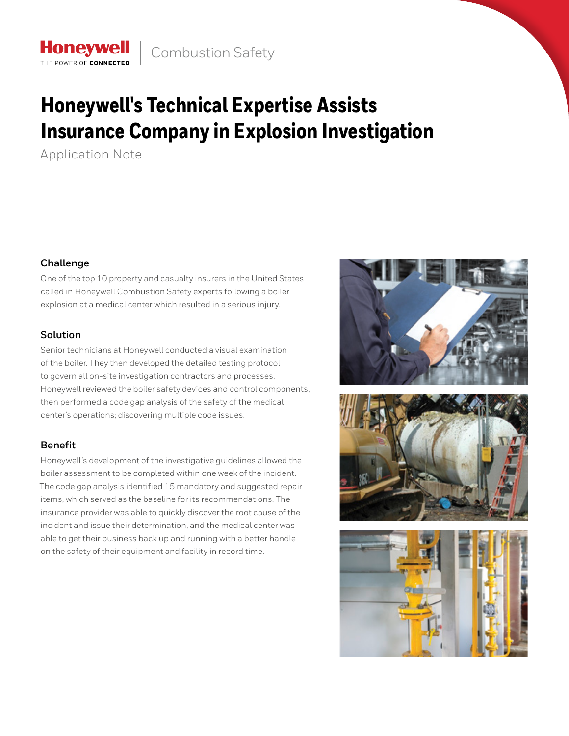# Honeywell's Technical Expertise Assists Insurance Company in Explosion Investigation

Application Note

### Challenge

One of the top 10 property and casualty insurers in the United States called in Honeywell Combustion Safety experts following a boiler explosion at a medical center which resulted in a serious injury.

### Solution

Senior technicians at Honeywell conducted a visual examination of the boiler. They then developed the detailed testing protocol to govern all on-site investigation contractors and processes. Honeywell reviewed the boiler safety devices and control components, then performed a code gap analysis of the safety of the medical center's operations; discovering multiple code issues.

### Benefit

Honeywell's development of the investigative guidelines allowed the boiler assessment to be completed within one week of the incident. The code gap analysis identified 15 mandatory and suggested repair items, which served as the baseline for its recommendations. The insurance provider was able to quickly discover the root cause of the incident and issue their determination, and the medical center was able to get their business back up and running with a better handle on the safety of their equipment and facility in record time.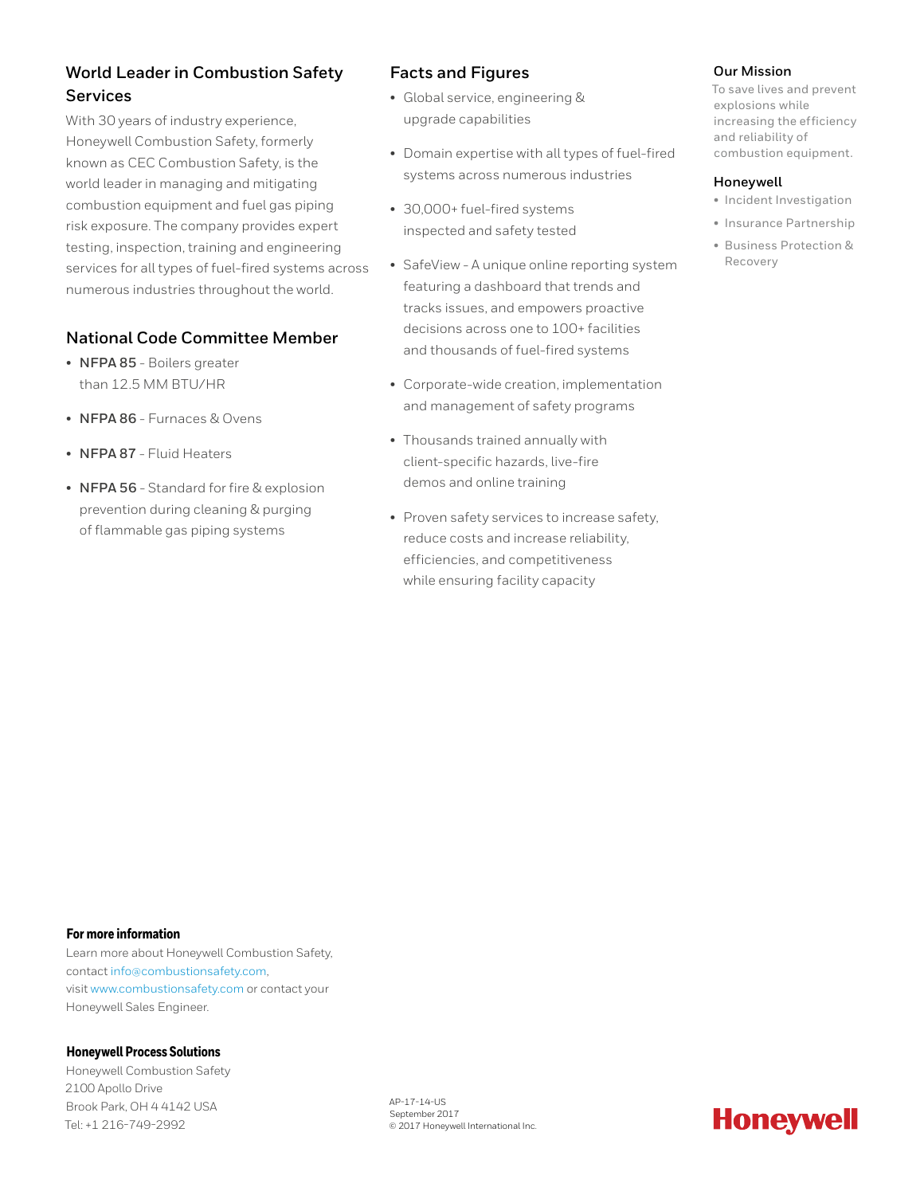## World Leader in Combustion Safety Services

With 30 years of industry experience, Honeywell Combustion Safety, formerly known as CEC Combustion Safety, is the world leader in managing and mitigating combustion equipment and fuel gas piping risk exposure. The company provides expert testing, inspection, training and engineering services for all types of fuel-fired systems across numerous industries throughout the world.

## National Code Committee Member

- **NFPA 85** - Boilers greater than 12.5 MM BTU/HR
- **NFPA 86** - Furnaces & Ovens
- **NFPA 87** - Fluid Heaters
- **NFPA 56** - Standard for fire & explosion prevention during cleaning & purging of flammable gas piping systems

## Facts and Figures

- Global service, engineering & upgrade capabilities
- Domain expertise with all types of fuel-fired systems across numerous industries
- 30,000+ fuel-fired systems inspected and safety tested
- SafeView - A unique online reporting system featuring a dashboard that trends and tracks issues, and empowers proactive decisions across one to 100+ facilities and thousands of fuel-fired systems
- Corporate-wide creation, implementation and management of safety programs
- Thousands trained annually with client-specific hazards, live-fire demos and online training
- Proven safety services to increase safety, reduce costs and increase reliability, efficiencies, and competitiveness while ensuring facility capacity

### Our Mission

To save lives and prevent explosions while increasing the efficiency and reliability of combustion equipment.

### Honeywell

- Incident Investigation
- Insurance Partnership
- Business Protection & Recovery

**For more information**

Learn more about Honeywell Combustion Safety, contact info@combustionsafety.com, visit www.combustionsafety.com or contact your Honeywell Sales Engineer.

**Honeywell Process Solutions**

Honeywell Combustion Safety
2100 Apollo Drive
Brook Park, OH 4 4142 USA
Tel: +1 216-749-2992

AP-17-14-US
September 2017
© 2017 Honeywell International Inc.

**Honeywell**